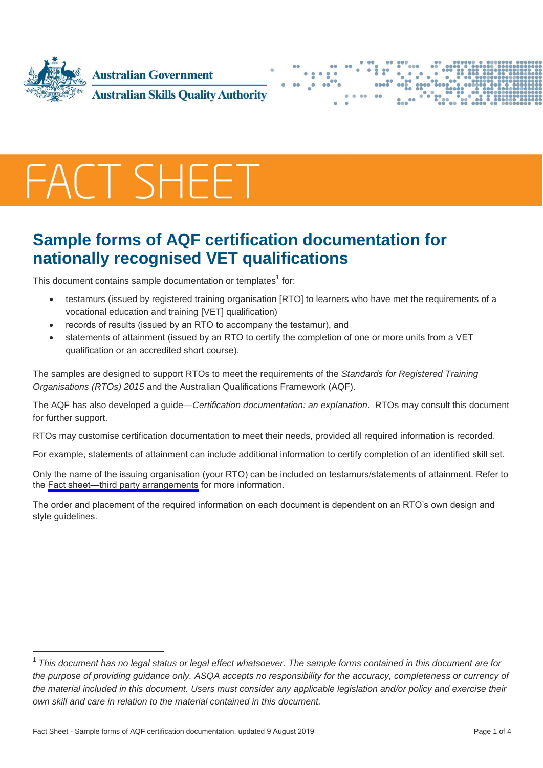Australian Government

Australian Skills Quality Authority

# FACT SHEET

## Sample forms of AQF certification documentation for nationally recognised VET qualifications

This document contains sample documentation or templates[1] for:

- testamurs (issued by registered training organisation [RTO] to learners who have met the requirements of a vocational education and training [VET] qualification)
- records of results (issued by an RTO to accompany the testamur), and
- statements of attainment (issued by an RTO to certify the completion of one or more units from a VET qualification or an accredited short course).

The samples are designed to support RTOs to meet the requirements of the *Standards for Registered Training Organisations (RTOs) 2015* and the Australian Qualifications Framework (AQF).

The AQF has also developed a guide—*Certification documentation: an explanation*. RTOs may consult this document for further support.

RTOs may customise certification documentation to meet their needs, provided all required information is recorded.

For example, statements of attainment can include additional information to certify completion of an identified skill set.

Only the name of the issuing organisation (your RTO) can be included on testamurs/statements of attainment. Refer to the Fact sheet—third party arrangements for more information.

The order and placement of the required information on each document is dependent on an RTO's own design and style guidelines.

---

[1] *This document has no legal status or legal effect whatsoever. The sample forms contained in this document are for the purpose of providing guidance only. ASQA accepts no responsibility for the accuracy, completeness or currency of the material included in this document. Users must consider any applicable legislation and/or policy and exercise their own skill and care in relation to the material contained in this document.*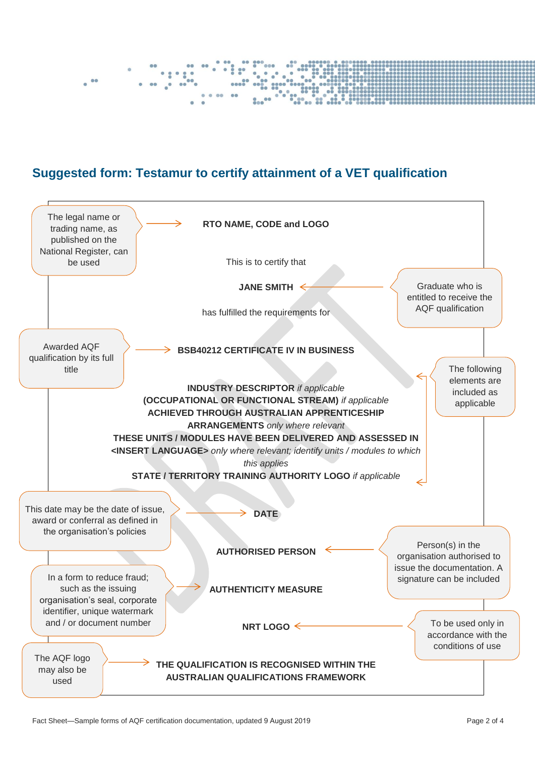## Suggested form: Testamur to certify attainment of a VET qualification

> The legal name or trading name, as published on the National Register, can be used

**RTO NAME, CODE and LOGO**

This is to certify that

**JANE SMITH**

> Graduate who is entitled to receive the AQF qualification

has fulfilled the requirements for

> Awarded AQF qualification by its full title

**BSB40212 CERTIFICATE IV IN BUSINESS**

> The following elements are included as applicable

**INDUSTRY DESCRIPTOR** *if applicable*
**(OCCUPATIONAL OR FUNCTIONAL STREAM)** *if applicable*
**ACHIEVED THROUGH AUSTRALIAN APPRENTICESHIP ARRANGEMENTS** *only where relevant*
**THESE UNITS / MODULES HAVE BEEN DELIVERED AND ASSESSED IN <INSERT LANGUAGE>** *only where relevant; identify units / modules to which this applies*
**STATE / TERRITORY TRAINING AUTHORITY LOGO** *if applicable*

> This date may be the date of issue, award or conferral as defined in the organisation's policies

**DATE**

> Person(s) in the organisation authorised to issue the documentation. A signature can be included

**AUTHORISED PERSON**

> In a form to reduce fraud; such as the issuing organisation's seal, corporate identifier, unique watermark and / or document number

**AUTHENTICITY MEASURE**

> To be used only in accordance with the conditions of use

**NRT LOGO**

> The AQF logo may also be used

**THE QUALIFICATION IS RECOGNISED WITHIN THE AUSTRALIAN QUALIFICATIONS FRAMEWORK**

DRAFT

Fact Sheet—Sample forms of AQF certification documentation, updated 9 August 2019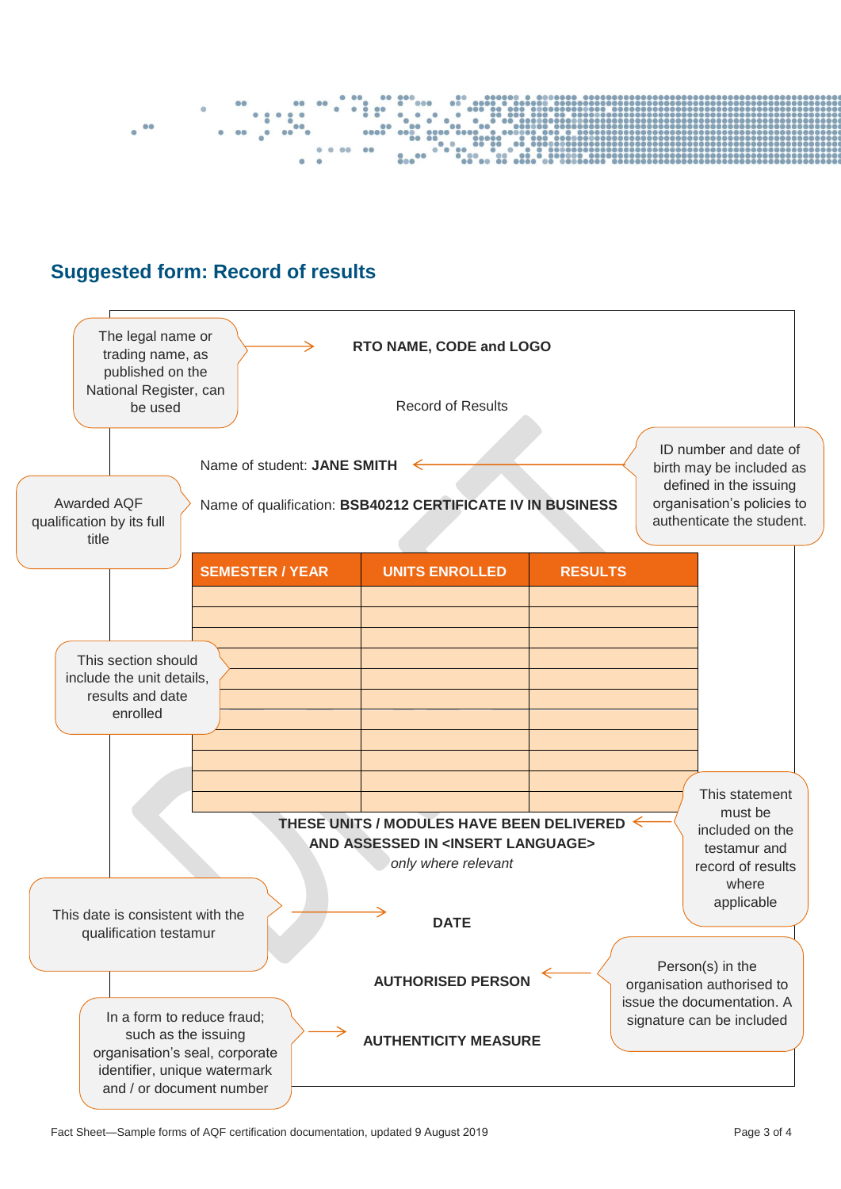## Suggested form: Record of results

The legal name or trading name, as published on the National Register, can be used

**RTO NAME, CODE and LOGO**

Record of Results

Name of student: **JANE SMITH**

ID number and date of birth may be included as defined in the issuing organisation's policies to authenticate the student.

Awarded AQF qualification by its full title

Name of qualification: **BSB40212 CERTIFICATE IV IN BUSINESS**

| SEMESTER / YEAR | UNITS ENROLLED | RESULTS |
|---|---|---|
| | | |
| | | |
| | | |
| | | |
| | | |
| | | |
| | | |
| | | |
| | | |
| | | |
| | | |

This section should include the unit details, results and date enrolled

**THESE UNITS / MODULES HAVE BEEN DELIVERED AND ASSESSED IN <INSERT LANGUAGE>**
*only where relevant*

This statement must be included on the testamur and record of results where applicable

This date is consistent with the qualification testamur

**DATE**

**AUTHORISED PERSON**

Person(s) in the organisation authorised to issue the documentation. A signature can be included

In a form to reduce fraud; such as the issuing organisation's seal, corporate identifier, unique watermark and / or document number

**AUTHENTICITY MEASURE**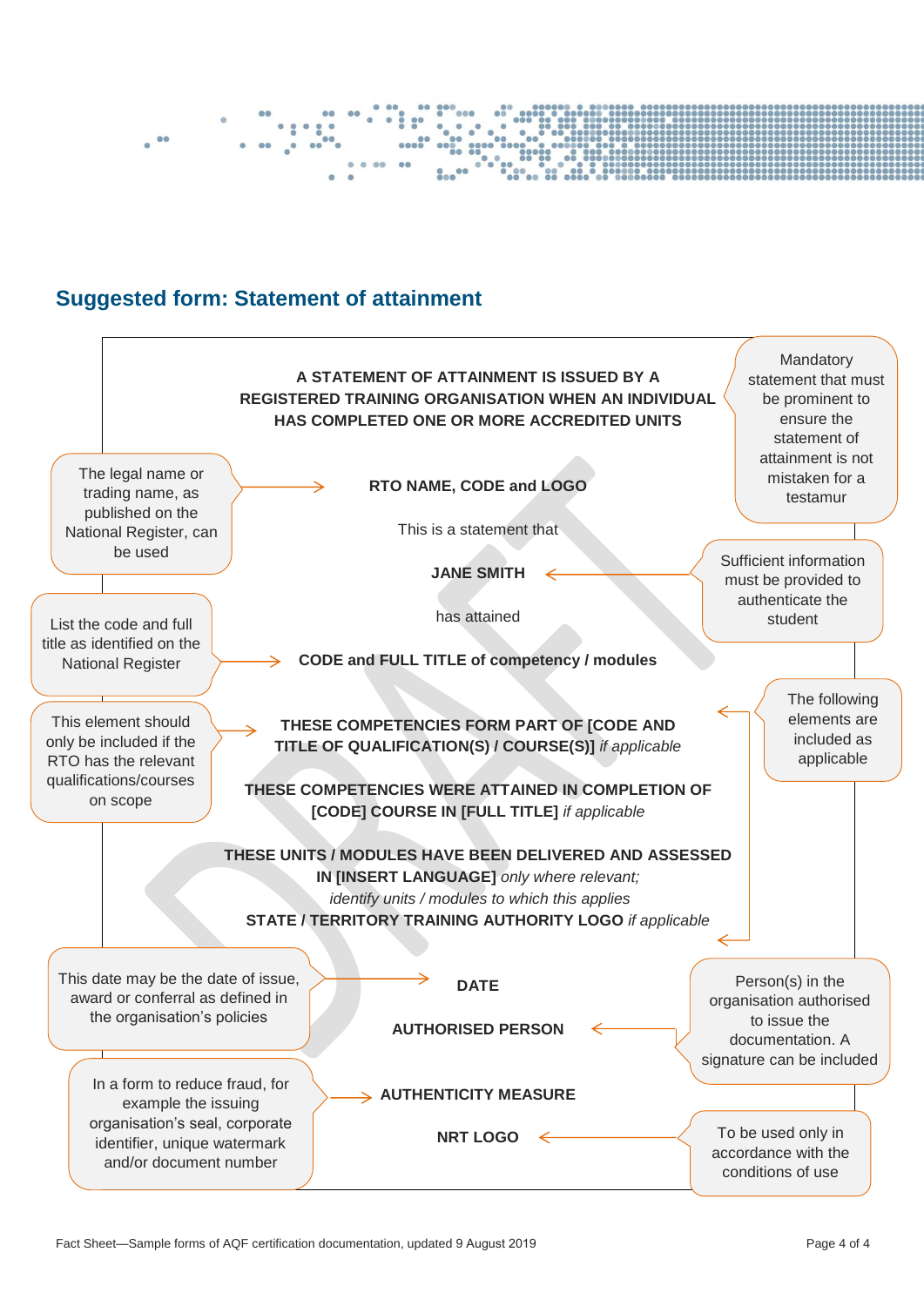## Suggested form: Statement of attainment

**A STATEMENT OF ATTAINMENT IS ISSUED BY A REGISTERED TRAINING ORGANISATION WHEN AN INDIVIDUAL HAS COMPLETED ONE OR MORE ACCREDITED UNITS**

Mandatory statement that must be prominent to ensure the statement of attainment is not mistaken for a testamur

The legal name or trading name, as published on the National Register, can be used

**RTO NAME, CODE and LOGO**

This is a statement that

**JANE SMITH**

Sufficient information must be provided to authenticate the student

has attained

List the code and full title as identified on the National Register

**CODE and FULL TITLE of competency / modules**

The following elements are included as applicable

This element should only be included if the RTO has the relevant qualifications/courses on scope

**THESE COMPETENCIES FORM PART OF [CODE AND TITLE OF QUALIFICATION(S) / COURSE(S)]** *if applicable*

**THESE COMPETENCIES WERE ATTAINED IN COMPLETION OF [CODE] COURSE IN [FULL TITLE]** *if applicable*

**THESE UNITS / MODULES HAVE BEEN DELIVERED AND ASSESSED IN [INSERT LANGUAGE]** *only where relevant; identify units / modules to which this applies*

**STATE / TERRITORY TRAINING AUTHORITY LOGO** *if applicable*

This date may be the date of issue, award or conferral as defined in the organisation's policies

**DATE**

**AUTHORISED PERSON**

Person(s) in the organisation authorised to issue the documentation. A signature can be included

In a form to reduce fraud, for example the issuing organisation's seal, corporate identifier, unique watermark and/or document number

**AUTHENTICITY MEASURE**

**NRT LOGO**

To be used only in accordance with the conditions of use